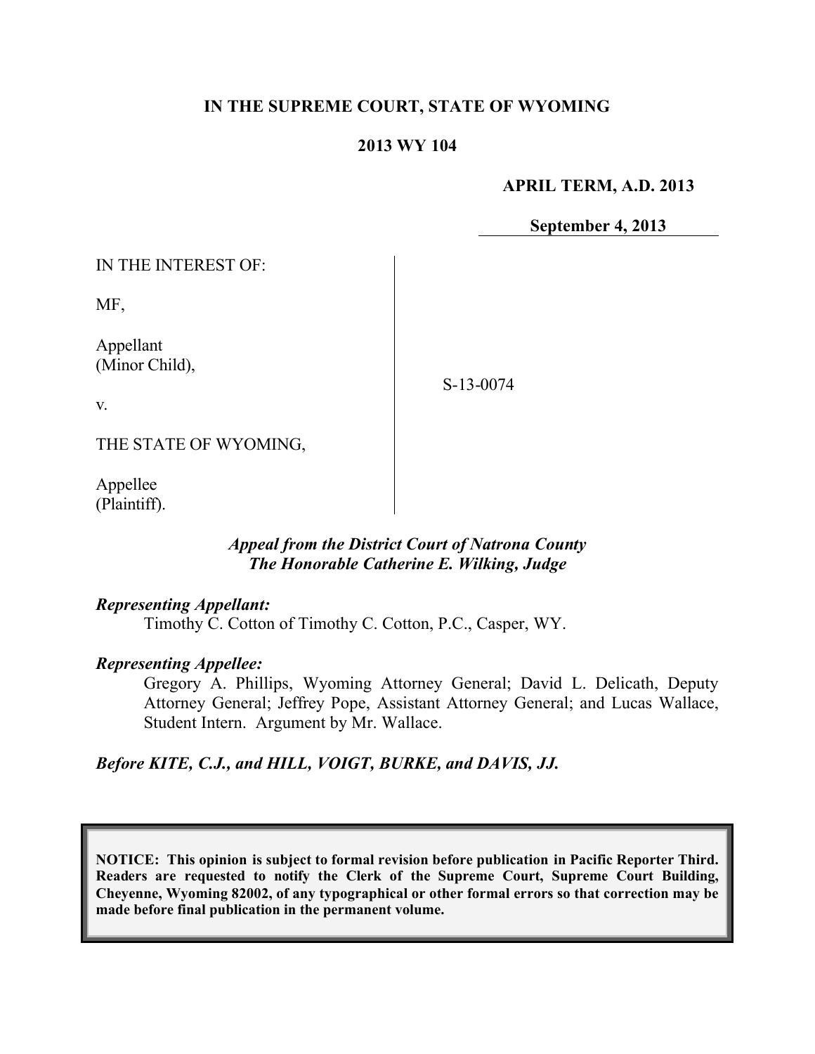**IN THE SUPREME COURT, STATE OF WYOMING**

**2013 WY 104**

**APRIL TERM, A.D. 2013**

**September 4, 2013**

IN THE INTEREST OF:

MF,

Appellant
(Minor Child),

v.

THE STATE OF WYOMING,

Appellee
(Plaintiff).

S-13-0074

***Appeal from the District Court of Natrona County***
***The Honorable Catherine E. Wilking, Judge***

***Representing Appellant:***

Timothy C. Cotton of Timothy C. Cotton, P.C., Casper, WY.

***Representing Appellee:***

Gregory A. Phillips, Wyoming Attorney General; David L. Delicath, Deputy Attorney General; Jeffrey Pope, Assistant Attorney General; and Lucas Wallace, Student Intern. Argument by Mr. Wallace.

***Before KITE, C.J., and HILL, VOIGT, BURKE, and DAVIS, JJ.***

**NOTICE: This opinion is subject to formal revision before publication in Pacific Reporter Third. Readers are requested to notify the Clerk of the Supreme Court, Supreme Court Building, Cheyenne, Wyoming 82002, of any typographical or other formal errors so that correction may be made before final publication in the permanent volume.**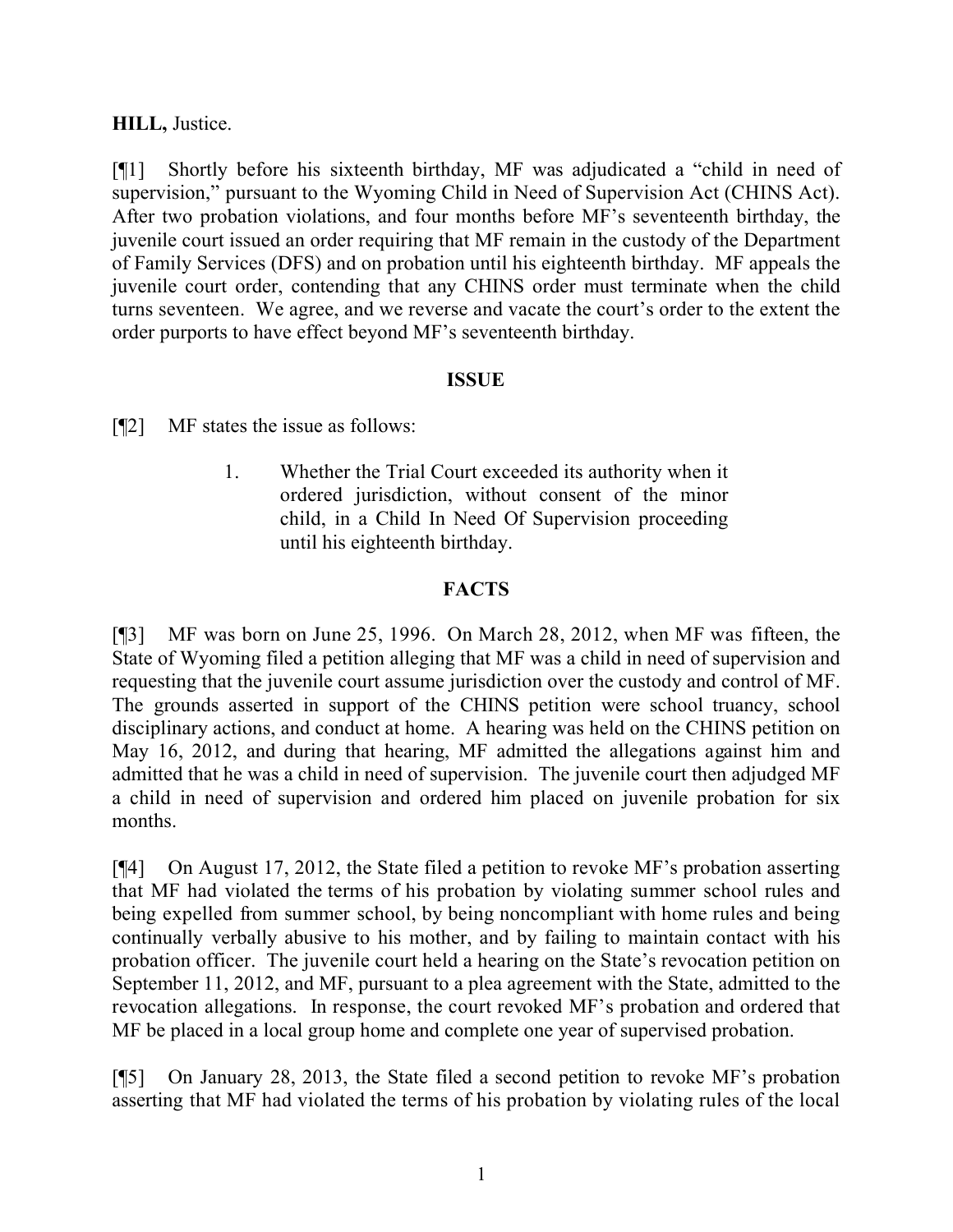**HILL,** Justice.

[¶1] Shortly before his sixteenth birthday, MF was adjudicated a "child in need of supervision," pursuant to the Wyoming Child in Need of Supervision Act (CHINS Act). After two probation violations, and four months before MF's seventeenth birthday, the juvenile court issued an order requiring that MF remain in the custody of the Department of Family Services (DFS) and on probation until his eighteenth birthday. MF appeals the juvenile court order, contending that any CHINS order must terminate when the child turns seventeen. We agree, and we reverse and vacate the court's order to the extent the order purports to have effect beyond MF's seventeenth birthday.

## ISSUE

[¶2] MF states the issue as follows:

> 1. Whether the Trial Court exceeded its authority when it ordered jurisdiction, without consent of the minor child, in a Child In Need Of Supervision proceeding until his eighteenth birthday.

## FACTS

[¶3] MF was born on June 25, 1996. On March 28, 2012, when MF was fifteen, the State of Wyoming filed a petition alleging that MF was a child in need of supervision and requesting that the juvenile court assume jurisdiction over the custody and control of MF. The grounds asserted in support of the CHINS petition were school truancy, school disciplinary actions, and conduct at home. A hearing was held on the CHINS petition on May 16, 2012, and during that hearing, MF admitted the allegations against him and admitted that he was a child in need of supervision. The juvenile court then adjudged MF a child in need of supervision and ordered him placed on juvenile probation for six months.

[¶4] On August 17, 2012, the State filed a petition to revoke MF's probation asserting that MF had violated the terms of his probation by violating summer school rules and being expelled from summer school, by being noncompliant with home rules and being continually verbally abusive to his mother, and by failing to maintain contact with his probation officer. The juvenile court held a hearing on the State's revocation petition on September 11, 2012, and MF, pursuant to a plea agreement with the State, admitted to the revocation allegations. In response, the court revoked MF's probation and ordered that MF be placed in a local group home and complete one year of supervised probation.

[¶5] On January 28, 2013, the State filed a second petition to revoke MF's probation asserting that MF had violated the terms of his probation by violating rules of the local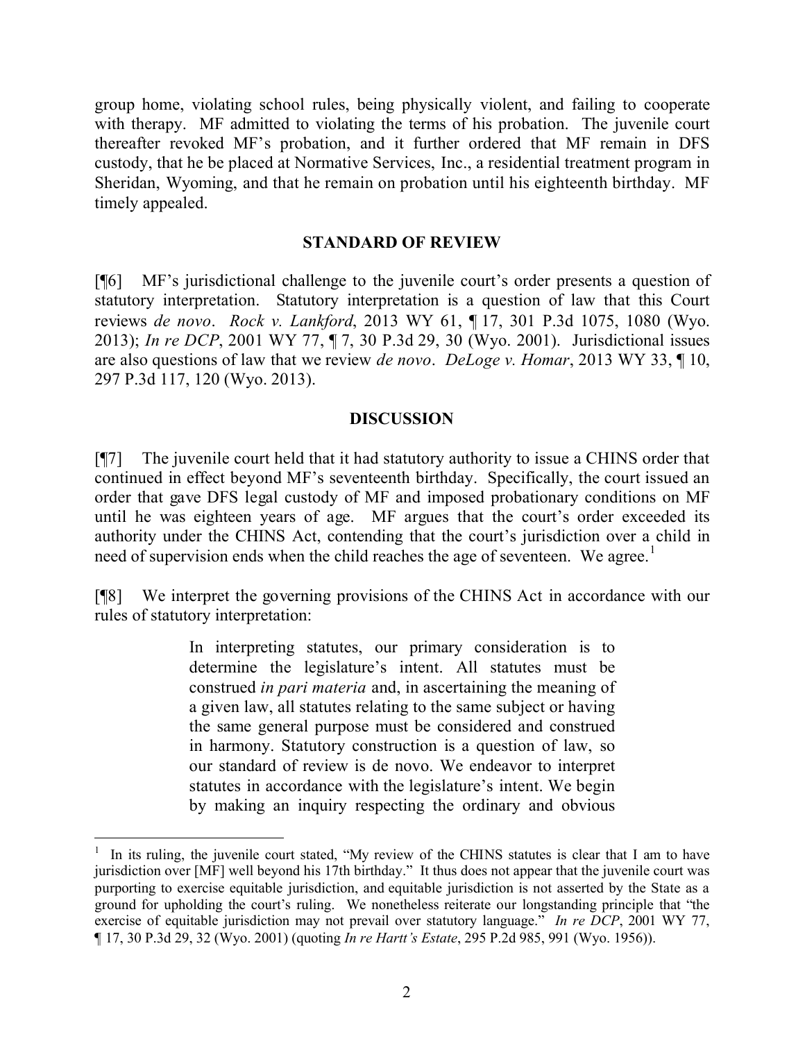group home, violating school rules, being physically violent, and failing to cooperate with therapy. MF admitted to violating the terms of his probation. The juvenile court thereafter revoked MF's probation, and it further ordered that MF remain in DFS custody, that he be placed at Normative Services, Inc., a residential treatment program in Sheridan, Wyoming, and that he remain on probation until his eighteenth birthday. MF timely appealed.

## STANDARD OF REVIEW

[¶6] MF's jurisdictional challenge to the juvenile court's order presents a question of statutory interpretation. Statutory interpretation is a question of law that this Court reviews *de novo*. *Rock v. Lankford*, 2013 WY 61, ¶ 17, 301 P.3d 1075, 1080 (Wyo. 2013); *In re DCP*, 2001 WY 77, ¶ 7, 30 P.3d 29, 30 (Wyo. 2001). Jurisdictional issues are also questions of law that we review *de novo*. *DeLoge v. Homar*, 2013 WY 33, ¶ 10, 297 P.3d 117, 120 (Wyo. 2013).

## DISCUSSION

[¶7] The juvenile court held that it had statutory authority to issue a CHINS order that continued in effect beyond MF's seventeenth birthday. Specifically, the court issued an order that gave DFS legal custody of MF and imposed probationary conditions on MF until he was eighteen years of age. MF argues that the court's order exceeded its authority under the CHINS Act, contending that the court's jurisdiction over a child in need of supervision ends when the child reaches the age of seventeen. We agree.[1]

[¶8] We interpret the governing provisions of the CHINS Act in accordance with our rules of statutory interpretation:

> In interpreting statutes, our primary consideration is to determine the legislature's intent. All statutes must be construed *in pari materia* and, in ascertaining the meaning of a given law, all statutes relating to the same subject or having the same general purpose must be considered and construed in harmony. Statutory construction is a question of law, so our standard of review is de novo. We endeavor to interpret statutes in accordance with the legislature's intent. We begin by making an inquiry respecting the ordinary and obvious

---

[1] In its ruling, the juvenile court stated, "My review of the CHINS statutes is clear that I am to have jurisdiction over [MF] well beyond his 17th birthday." It thus does not appear that the juvenile court was purporting to exercise equitable jurisdiction, and equitable jurisdiction is not asserted by the State as a ground for upholding the court's ruling. We nonetheless reiterate our longstanding principle that "the exercise of equitable jurisdiction may not prevail over statutory language." *In re DCP*, 2001 WY 77, ¶ 17, 30 P.3d 29, 32 (Wyo. 2001) (quoting *In re Hartt's Estate*, 295 P.2d 985, 991 (Wyo. 1956)).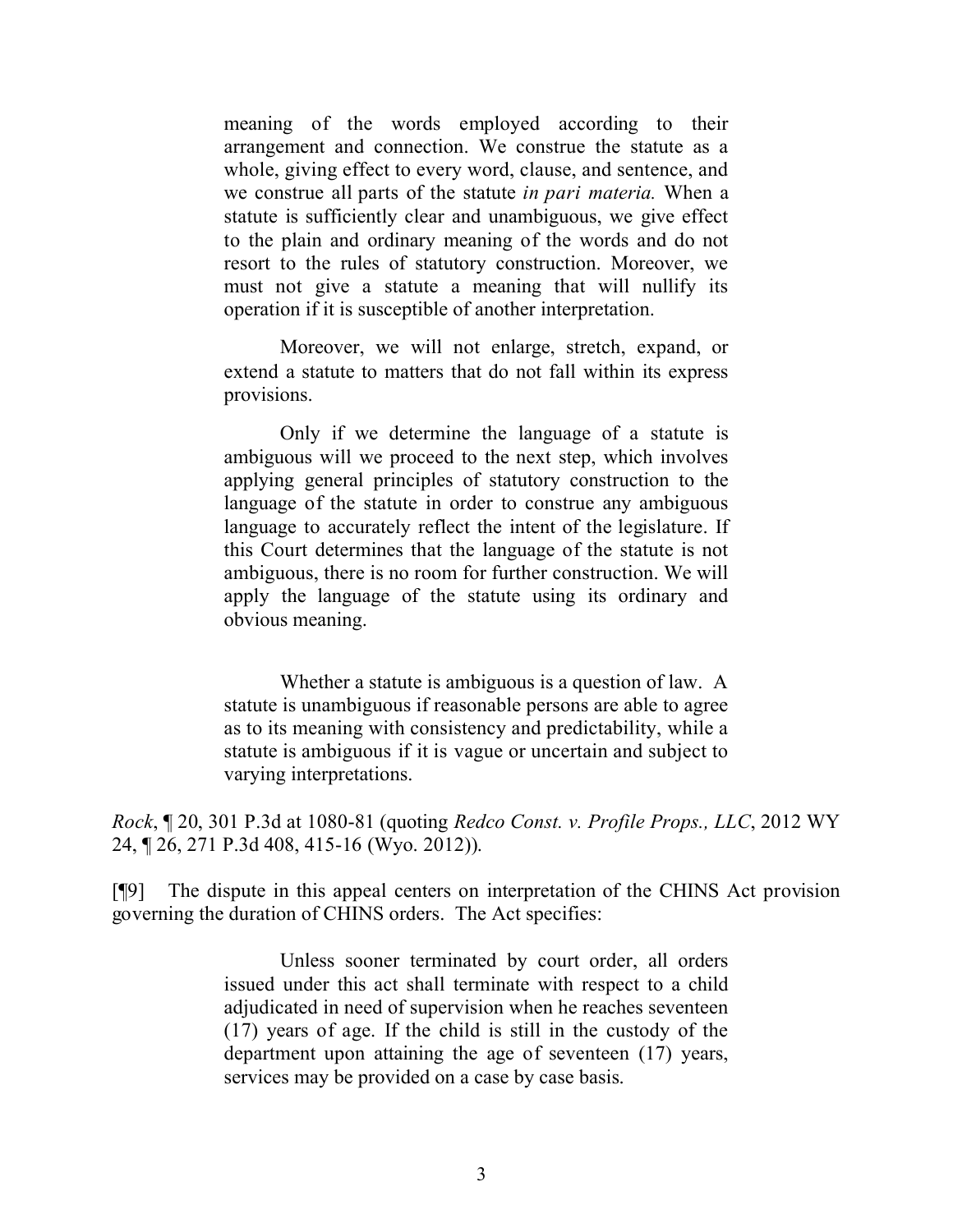> meaning of the words employed according to their arrangement and connection. We construe the statute as a whole, giving effect to every word, clause, and sentence, and we construe all parts of the statute *in pari materia.* When a statute is sufficiently clear and unambiguous, we give effect to the plain and ordinary meaning of the words and do not resort to the rules of statutory construction. Moreover, we must not give a statute a meaning that will nullify its operation if it is susceptible of another interpretation.
>
> Moreover, we will not enlarge, stretch, expand, or extend a statute to matters that do not fall within its express provisions.
>
> Only if we determine the language of a statute is ambiguous will we proceed to the next step, which involves applying general principles of statutory construction to the language of the statute in order to construe any ambiguous language to accurately reflect the intent of the legislature. If this Court determines that the language of the statute is not ambiguous, there is no room for further construction. We will apply the language of the statute using its ordinary and obvious meaning.
>
> Whether a statute is ambiguous is a question of law. A statute is unambiguous if reasonable persons are able to agree as to its meaning with consistency and predictability, while a statute is ambiguous if it is vague or uncertain and subject to varying interpretations.

*Rock*, ¶ 20, 301 P.3d at 1080-81 (quoting *Redco Const. v. Profile Props., LLC*, 2012 WY 24, ¶ 26, 271 P.3d 408, 415-16 (Wyo. 2012)).

[¶9] The dispute in this appeal centers on interpretation of the CHINS Act provision governing the duration of CHINS orders. The Act specifies:

> Unless sooner terminated by court order, all orders issued under this act shall terminate with respect to a child adjudicated in need of supervision when he reaches seventeen (17) years of age. If the child is still in the custody of the department upon attaining the age of seventeen (17) years, services may be provided on a case by case basis.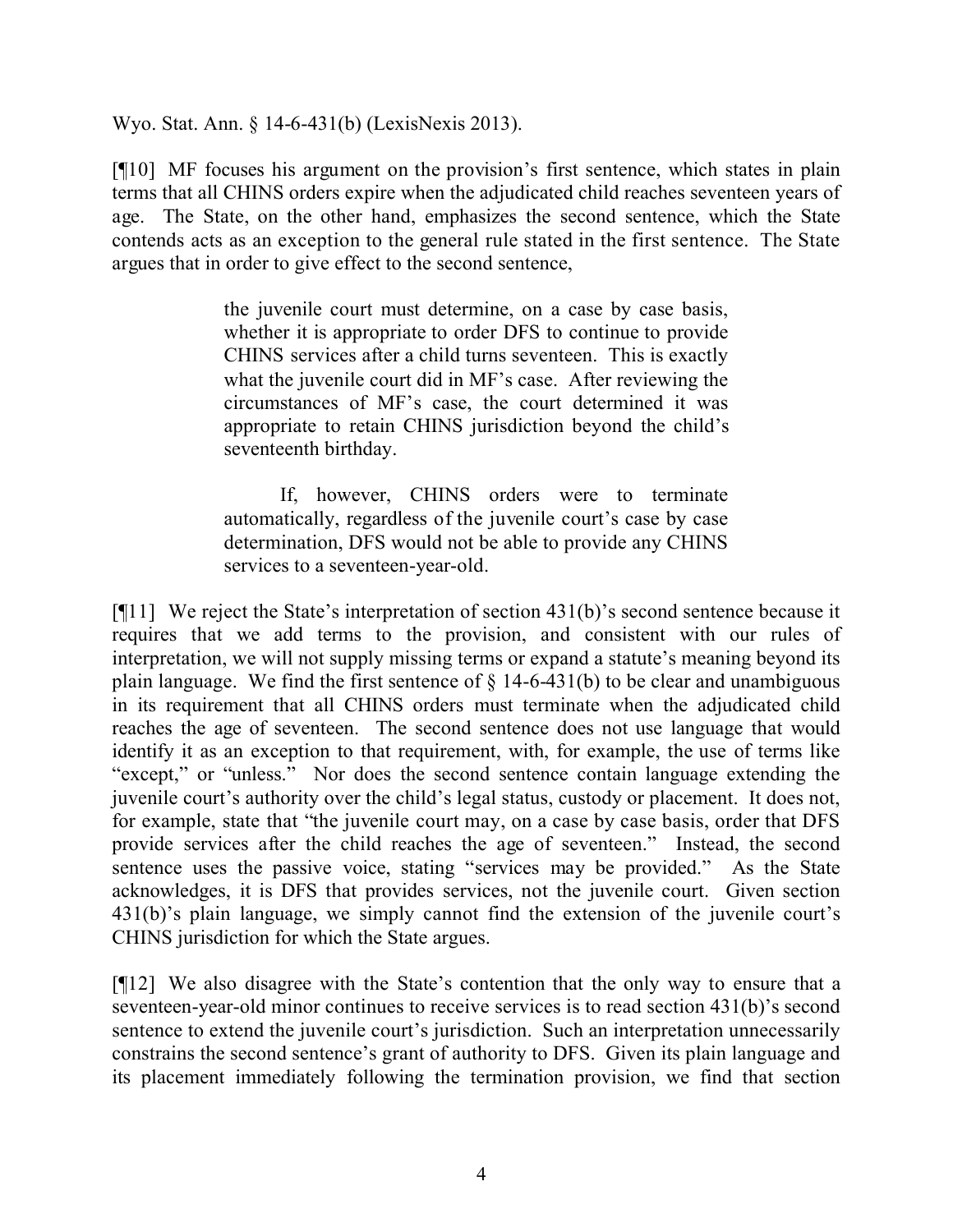Wyo. Stat. Ann. § 14-6-431(b) (LexisNexis 2013).

[¶10] MF focuses his argument on the provision's first sentence, which states in plain terms that all CHINS orders expire when the adjudicated child reaches seventeen years of age. The State, on the other hand, emphasizes the second sentence, which the State contends acts as an exception to the general rule stated in the first sentence. The State argues that in order to give effect to the second sentence,

> the juvenile court must determine, on a case by case basis, whether it is appropriate to order DFS to continue to provide CHINS services after a child turns seventeen. This is exactly what the juvenile court did in MF's case. After reviewing the circumstances of MF's case, the court determined it was appropriate to retain CHINS jurisdiction beyond the child's seventeenth birthday.
>
> If, however, CHINS orders were to terminate automatically, regardless of the juvenile court's case by case determination, DFS would not be able to provide any CHINS services to a seventeen-year-old.

[¶11] We reject the State's interpretation of section 431(b)'s second sentence because it requires that we add terms to the provision, and consistent with our rules of interpretation, we will not supply missing terms or expand a statute's meaning beyond its plain language. We find the first sentence of § 14-6-431(b) to be clear and unambiguous in its requirement that all CHINS orders must terminate when the adjudicated child reaches the age of seventeen. The second sentence does not use language that would identify it as an exception to that requirement, with, for example, the use of terms like "except," or "unless." Nor does the second sentence contain language extending the juvenile court's authority over the child's legal status, custody or placement. It does not, for example, state that "the juvenile court may, on a case by case basis, order that DFS provide services after the child reaches the age of seventeen." Instead, the second sentence uses the passive voice, stating "services may be provided." As the State acknowledges, it is DFS that provides services, not the juvenile court. Given section 431(b)'s plain language, we simply cannot find the extension of the juvenile court's CHINS jurisdiction for which the State argues.

[¶12] We also disagree with the State's contention that the only way to ensure that a seventeen-year-old minor continues to receive services is to read section 431(b)'s second sentence to extend the juvenile court's jurisdiction. Such an interpretation unnecessarily constrains the second sentence's grant of authority to DFS. Given its plain language and its placement immediately following the termination provision, we find that section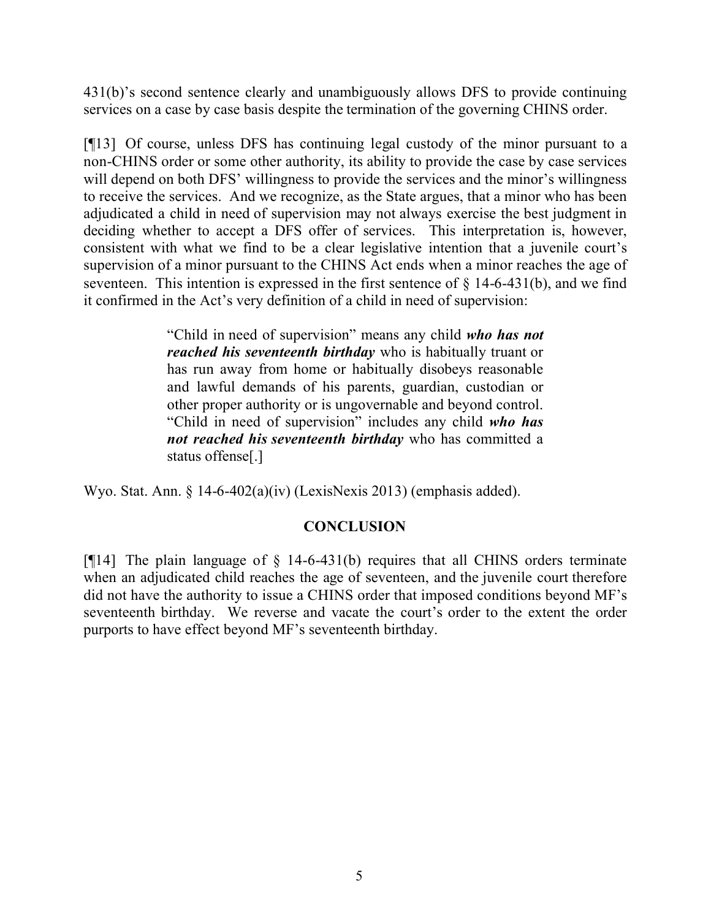431(b)'s second sentence clearly and unambiguously allows DFS to provide continuing services on a case by case basis despite the termination of the governing CHINS order.

[¶13] Of course, unless DFS has continuing legal custody of the minor pursuant to a non-CHINS order or some other authority, its ability to provide the case by case services will depend on both DFS' willingness to provide the services and the minor's willingness to receive the services. And we recognize, as the State argues, that a minor who has been adjudicated a child in need of supervision may not always exercise the best judgment in deciding whether to accept a DFS offer of services. This interpretation is, however, consistent with what we find to be a clear legislative intention that a juvenile court's supervision of a minor pursuant to the CHINS Act ends when a minor reaches the age of seventeen. This intention is expressed in the first sentence of § 14-6-431(b), and we find it confirmed in the Act's very definition of a child in need of supervision:

> "Child in need of supervision" means any child ***who has not reached his seventeenth birthday*** who is habitually truant or has run away from home or habitually disobeys reasonable and lawful demands of his parents, guardian, custodian or other proper authority or is ungovernable and beyond control. "Child in need of supervision" includes any child ***who has not reached his seventeenth birthday*** who has committed a status offense[.]

Wyo. Stat. Ann. § 14-6-402(a)(iv) (LexisNexis 2013) (emphasis added).

## CONCLUSION

[¶14] The plain language of § 14-6-431(b) requires that all CHINS orders terminate when an adjudicated child reaches the age of seventeen, and the juvenile court therefore did not have the authority to issue a CHINS order that imposed conditions beyond MF's seventeenth birthday. We reverse and vacate the court's order to the extent the order purports to have effect beyond MF's seventeenth birthday.